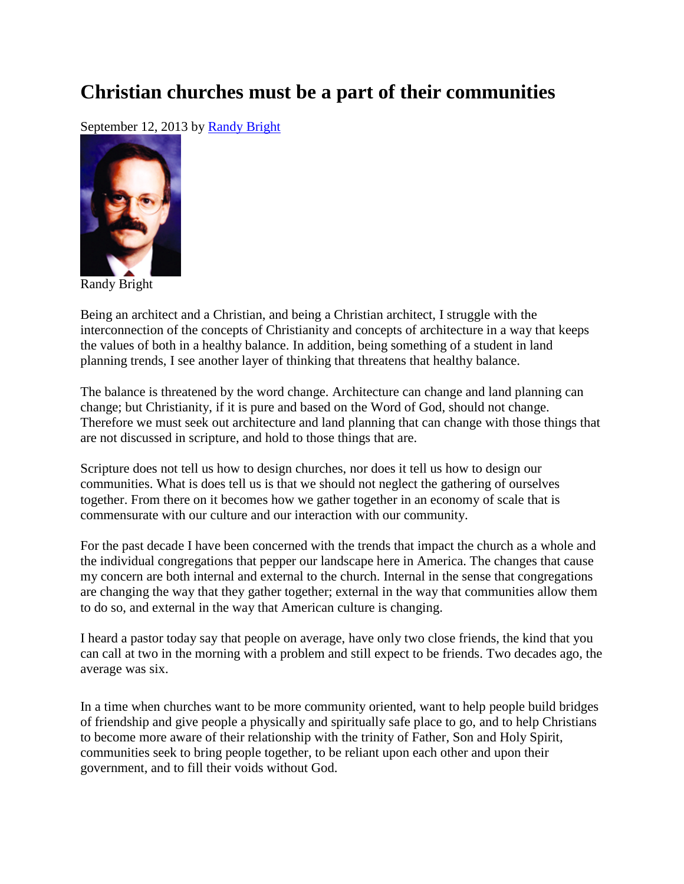# Christian churches must be a part of their communities

September 12, 2013 by Randy Bright

Randy Bright

Being an architect and a Christian, and being a Christian architect, I struggle with the interconnection of the concepts of Christianity and concepts of architecture in a way that keeps the values of both in a healthy balance. In addition, being something of a student in land planning trends, I see another layer of thinking that threatens that healthy balance.

The balance is threatened by the word change. Architecture can change and land planning can change; but Christianity, if it is pure and based on the Word of God, should not change. Therefore we must seek out architecture and land planning that can change with those things that are not discussed in scripture, and hold to those things that are.

Scripture does not tell us how to design churches, nor does it tell us how to design our communities. What is does tell us is that we should not neglect the gathering of ourselves together. From there on it becomes how we gather together in an economy of scale that is commensurate with our culture and our interaction with our community.

For the past decade I have been concerned with the trends that impact the church as a whole and the individual congregations that pepper our landscape here in America. The changes that cause my concern are both internal and external to the church. Internal in the sense that congregations are changing the way that they gather together; external in the way that communities allow them to do so, and external in the way that American culture is changing.

I heard a pastor today say that people on average, have only two close friends, the kind that you can call at two in the morning with a problem and still expect to be friends. Two decades ago, the average was six.

In a time when churches want to be more community oriented, want to help people build bridges of friendship and give people a physically and spiritually safe place to go, and to help Christians to become more aware of their relationship with the trinity of Father, Son and Holy Spirit, communities seek to bring people together, to be reliant upon each other and upon their government, and to fill their voids without God.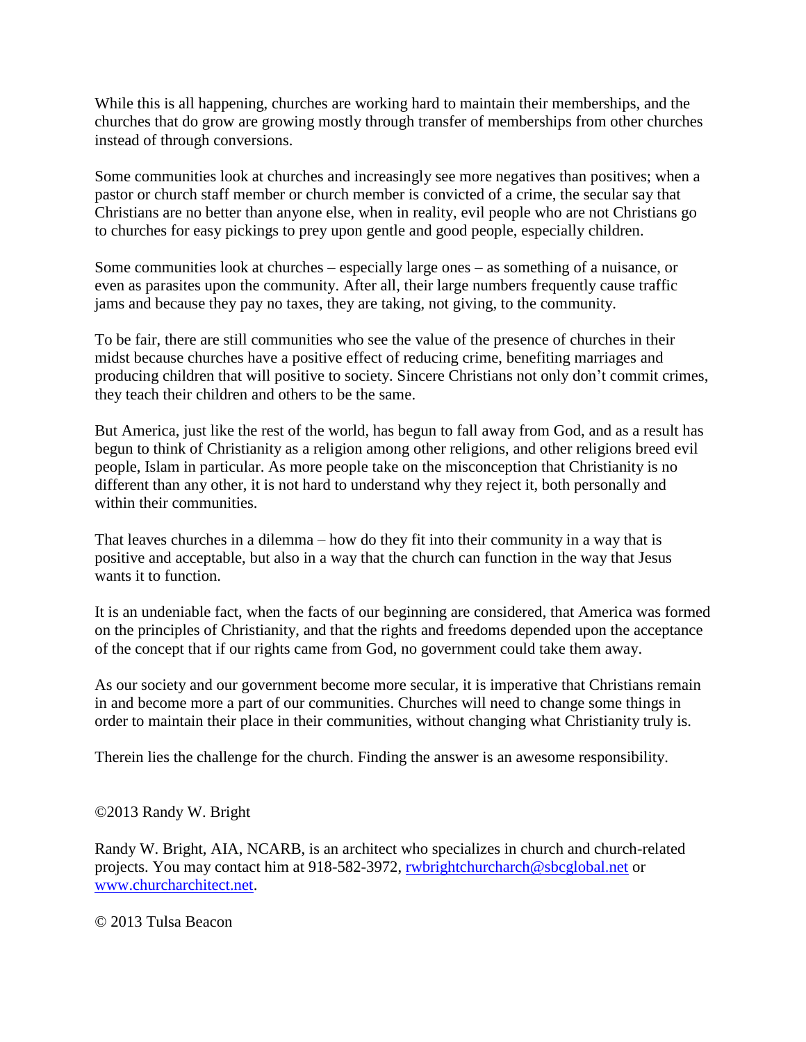While this is all happening, churches are working hard to maintain their memberships, and the churches that do grow are growing mostly through transfer of memberships from other churches instead of through conversions.

Some communities look at churches and increasingly see more negatives than positives; when a pastor or church staff member or church member is convicted of a crime, the secular say that Christians are no better than anyone else, when in reality, evil people who are not Christians go to churches for easy pickings to prey upon gentle and good people, especially children.

Some communities look at churches – especially large ones – as something of a nuisance, or even as parasites upon the community. After all, their large numbers frequently cause traffic jams and because they pay no taxes, they are taking, not giving, to the community.

To be fair, there are still communities who see the value of the presence of churches in their midst because churches have a positive effect of reducing crime, benefiting marriages and producing children that will positive to society. Sincere Christians not only don't commit crimes, they teach their children and others to be the same.

But America, just like the rest of the world, has begun to fall away from God, and as a result has begun to think of Christianity as a religion among other religions, and other religions breed evil people, Islam in particular. As more people take on the misconception that Christianity is no different than any other, it is not hard to understand why they reject it, both personally and within their communities.

That leaves churches in a dilemma – how do they fit into their community in a way that is positive and acceptable, but also in a way that the church can function in the way that Jesus wants it to function.

It is an undeniable fact, when the facts of our beginning are considered, that America was formed on the principles of Christianity, and that the rights and freedoms depended upon the acceptance of the concept that if our rights came from God, no government could take them away.

As our society and our government become more secular, it is imperative that Christians remain in and become more a part of our communities. Churches will need to change some things in order to maintain their place in their communities, without changing what Christianity truly is.

Therein lies the challenge for the church. Finding the answer is an awesome responsibility.

©2013 Randy W. Bright

Randy W. Bright, AIA, NCARB, is an architect who specializes in church and church-related projects. You may contact him at 918-582-3972, [rwbrightchurcharch@sbcglobal.net](mailto:rwbrightchurcharch@sbcglobal.net) or [www.churcharchitect.net](http://www.churcharchitect.net).

© 2013 Tulsa Beacon